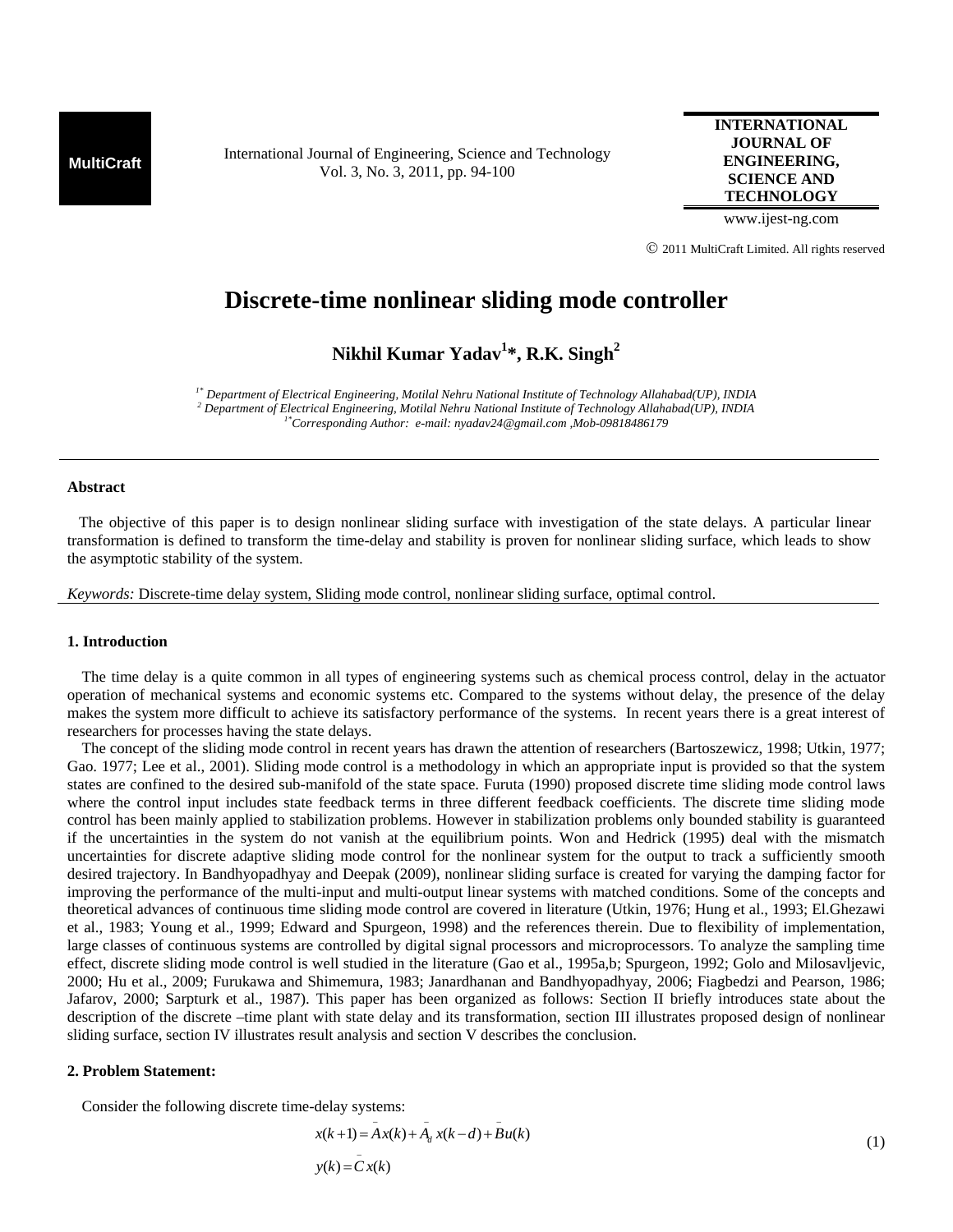# Discrete-time nonlinear sliding mode controller

**Nikhil Kumar Yadav[1]\*, R.K. Singh[2]**

*[1\*] Department of Electrical Engineering, Motilal Nehru National Institute of Technology Allahabad(UP), INDIA*
*[2] Department of Electrical Engineering, Motilal Nehru National Institute of Technology Allahabad(UP), INDIA*
*[1\*]Corresponding Author: e-mail: nyadav24@gmail.com ,Mob-09818486179*

---

### Abstract

The objective of this paper is to design nonlinear sliding surface with investigation of the state delays. A particular linear transformation is defined to transform the time-delay and stability is proven for nonlinear sliding surface, which leads to show the asymptotic stability of the system.

*Keywords:* Discrete-time delay system, Sliding mode control, nonlinear sliding surface, optimal control.

---

## 1. Introduction

The time delay is a quite common in all types of engineering systems such as chemical process control, delay in the actuator operation of mechanical systems and economic systems etc. Compared to the systems without delay, the presence of the delay makes the system more difficult to achieve its satisfactory performance of the systems. In recent years there is a great interest of researchers for processes having the state delays.

The concept of the sliding mode control in recent years has drawn the attention of researchers (Bartoszewicz, 1998; Utkin, 1977; Gao. 1977; Lee et al., 2001). Sliding mode control is a methodology in which an appropriate input is provided so that the system states are confined to the desired sub-manifold of the state space. Furuta (1990) proposed discrete time sliding mode control laws where the control input includes state feedback terms in three different feedback coefficients. The discrete time sliding mode control has been mainly applied to stabilization problems. However in stabilization problems only bounded stability is guaranteed if the uncertainties in the system do not vanish at the equilibrium points. Won and Hedrick (1995) deal with the mismatch uncertainties for discrete adaptive sliding mode control for the nonlinear system for the output to track a sufficiently smooth desired trajectory. In Bandhyopadhyay and Deepak (2009), nonlinear sliding surface is created for varying the damping factor for improving the performance of the multi-input and multi-output linear systems with matched conditions. Some of the concepts and theoretical advances of continuous time sliding mode control are covered in literature (Utkin, 1976; Hung et al., 1993; El.Ghezawi et al., 1983; Young et al., 1999; Edward and Spurgeon, 1998) and the references therein. Due to flexibility of implementation, large classes of continuous systems are controlled by digital signal processors and microprocessors. To analyze the sampling time effect, discrete sliding mode control is well studied in the literature (Gao et al., 1995a,b; Spurgeon, 1992; Golo and Milosavljevic, 2000; Hu et al., 2009; Furukawa and Shimemura, 1983; Janardhanan and Bandhyopadhyay, 2006; Fiagbedzi and Pearson, 1986; Jafarov, 2000; Sarpturk et al., 1987). This paper has been organized as follows: Section II briefly introduces state about the description of the discrete –time plant with state delay and its transformation, section III illustrates proposed design of nonlinear sliding surface, section IV illustrates result analysis and section V describes the conclusion.

## 2. Problem Statement:

Consider the following discrete time-delay systems:

$$
\begin{aligned}
x(k+1) &= \bar{A}x(k) + \bar{A}_d\, x(k-d) + \bar{B}u(k) \\
y(k) &= \bar{C}x(k)
\end{aligned}
\tag{1}
$$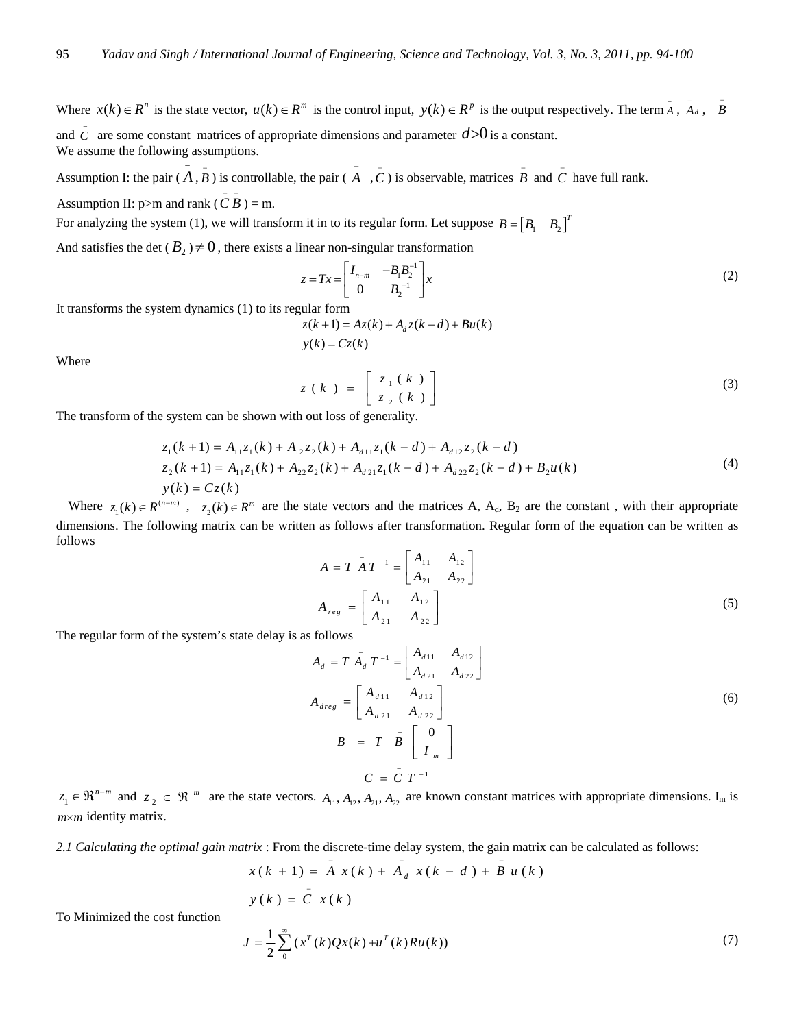Where $x(k) \in R^n$ is the state vector, $u(k) \in R^m$ is the control input, $y(k) \in R^p$ is the output respectively. The term $\bar{A}$, $\bar{A}_d$, $\bar{B}$ and $\bar{C}$ are some constant matrices of appropriate dimensions and parameter $d > 0$ is a constant.
We assume the following assumptions.

Assumption I: the pair ($\bar{A}$, $\bar{B}$) is controllable, the pair ($\bar{A}$, $\bar{C}$) is observable, matrices $\bar{B}$ and $\bar{C}$ have full rank.

Assumption II: p>m and rank ($\bar{C}\bar{B}$) = m.

For analyzing the system (1), we will transform it in to its regular form. Let suppose $B = \begin{bmatrix} B_1 & B_2 \end{bmatrix}^T$

And satisfies the det ($B_2$) $\neq 0$, there exists a linear non-singular transformation

$$z = Tx = \begin{bmatrix} I_{n-m} & -B_1 B_2^{-1} \\ 0 & B_2^{-1} \end{bmatrix} x \tag{2}$$

It transforms the system dynamics (1) to its regular form

$$z(k+1) = Az(k) + A_d z(k-d) + Bu(k)$$
$$y(k) = Cz(k)$$

Where

$$z(k) = \begin{bmatrix} z_1(k) \\ z_2(k) \end{bmatrix} \tag{3}$$

The transform of the system can be shown with out loss of generality.

$$\begin{aligned} z_1(k+1) &= A_{11} z_1(k) + A_{12} z_2(k) + A_{d11} z_1(k-d) + A_{d12} z_2(k-d) \\ z_2(k+1) &= A_{11} z_1(k) + A_{22} z_2(k) + A_{d21} z_1(k-d) + A_{d22} z_2(k-d) + B_2 u(k) \\ y(k) &= Cz(k) \end{aligned} \tag{4}$$

Where $z_1(k) \in R^{(n-m)}$, $z_2(k) \in R^m$ are the state vectors and the matrices A, $A_d$, $B_2$ are the constant , with their appropriate dimensions. The following matrix can be written as follows after transformation. Regular form of the equation can be written as follows

$$A = T\bar{A}T^{-1} = \begin{bmatrix} A_{11} & A_{12} \\ A_{21} & A_{22} \end{bmatrix}$$

$$A_{reg} = \begin{bmatrix} A_{11} & A_{12} \\ A_{21} & A_{22} \end{bmatrix} \tag{5}$$

The regular form of the system's state delay is as follows

$$A_d = T\bar{A}_d T^{-1} = \begin{bmatrix} A_{d11} & A_{d12} \\ A_{d21} & A_{d22} \end{bmatrix}$$

$$A_{dreg} = \begin{bmatrix} A_{d11} & A_{d12} \\ A_{d21} & A_{d22} \end{bmatrix} \tag{6}$$

$$B = T\bar{B}\begin{bmatrix} 0 \\ I_m \end{bmatrix}$$

$$C = \bar{C}T^{-1}$$

$z_1 \in \Re^{n-m}$ and $z_2 \in \Re^m$ are the state vectors. $A_{11}, A_{12}, A_{21}, A_{22}$ are known constant matrices with appropriate dimensions. $I_m$ is $m \times m$ identity matrix.

*2.1 Calculating the optimal gain matrix* : From the discrete-time delay system, the gain matrix can be calculated as follows:

$$x(k+1) = \bar{A}x(k) + \bar{A}_d x(k-d) + \bar{B}u(k)$$

$$y(k) = \bar{C}x(k)$$

To Minimized the cost function

$$J = \frac{1}{2}\sum_{0}^{\infty}(x^T(k)Qx(k) + u^T(k)Ru(k)) \tag{7}$$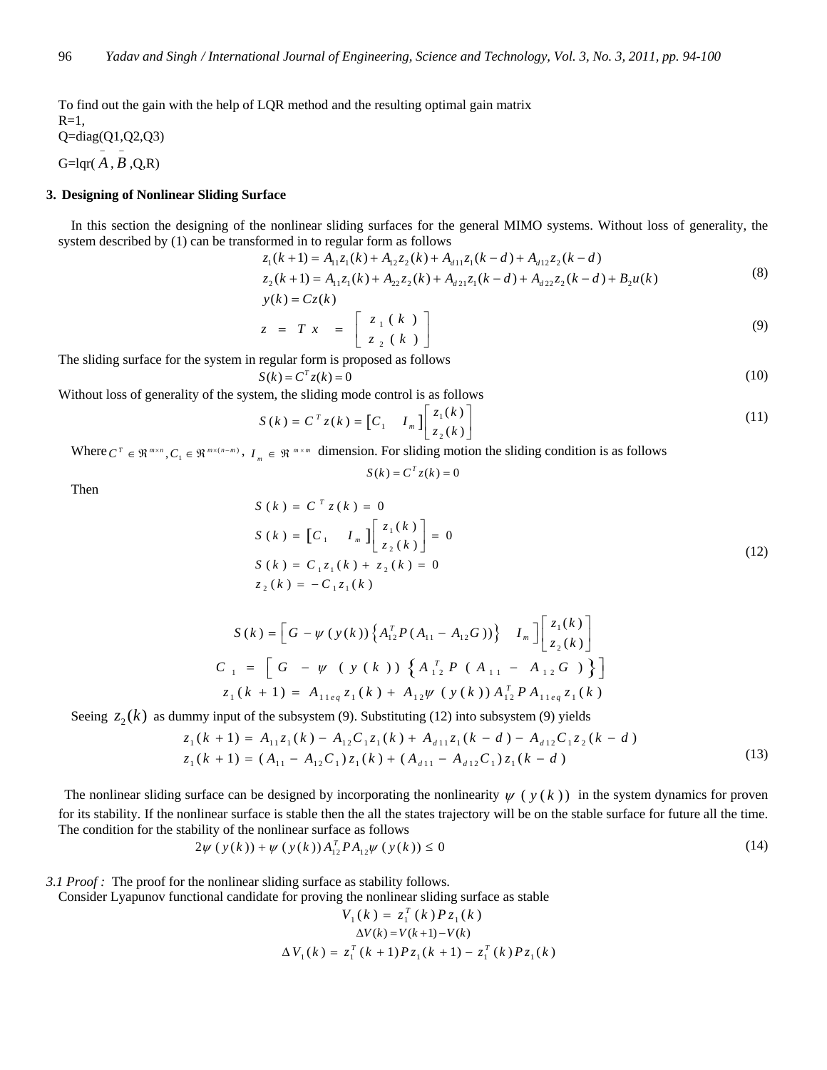To find out the gain with the help of LQR method and the resulting optimal gain matrix
R=1,
Q=diag(Q1,Q2,Q3)
G=lqr( $\bar{A}$ , $\bar{B}$ ,Q,R)

## 3. Designing of Nonlinear Sliding Surface

In this section the designing of the nonlinear sliding surfaces for the general MIMO systems. Without loss of generality, the system described by (1) can be transformed in to regular form as follows

$$\begin{aligned} z_1(k+1) &= A_{11}z_1(k) + A_{12}z_2(k) + A_{d11}z_1(k-d) + A_{d12}z_2(k-d) \\ z_2(k+1) &= A_{11}z_1(k) + A_{22}z_2(k) + A_{d21}z_1(k-d) + A_{d22}z_2(k-d) + B_2u(k) \\ y(k) &= Cz(k) \end{aligned} \tag{8}$$

$$z = Tx = \begin{bmatrix} z_1(k) \\ z_2(k) \end{bmatrix} \tag{9}$$

The sliding surface for the system in regular form is proposed as follows

$$S(k) = C^T z(k) = 0 \tag{10}$$

Without loss of generality of the system, the sliding mode control is as follows

$$S(k) = C^T z(k) = \begin{bmatrix} C_1 & I_m \end{bmatrix} \begin{bmatrix} z_1(k) \\ z_2(k) \end{bmatrix} \tag{11}$$

Where $C^T \in \Re^{m \times n}, C_1 \in \Re^{m \times (n-m)}$, $I_m \in \Re^{m \times m}$ dimension. For sliding motion the sliding condition is as follows

$$S(k) = C^T z(k) = 0$$

Then

$$\begin{aligned} S(k) &= C^T z(k) = 0 \\ S(k) &= \begin{bmatrix} C_1 & I_m \end{bmatrix} \begin{bmatrix} z_1(k) \\ z_2(k) \end{bmatrix} = 0 \\ S(k) &= C_1 z_1(k) + z_2(k) = 0 \\ z_2(k) &= -C_1 z_1(k) \end{aligned} \tag{12}$$

$$S(k) = \begin{bmatrix} G - \psi(y(k))\left\{A_{12}^T P(A_{11} - A_{12}G)\right\} & I_m \end{bmatrix} \begin{bmatrix} z_1(k) \\ z_2(k) \end{bmatrix}$$

$$C_1 = \left[ G - \psi(y(k)) \left\{ A_{12}^T P(A_{11} - A_{12}G) \right\} \right]$$

$$z_1(k+1) = A_{11eq} z_1(k) + A_{12}\psi(y(k)) A_{12}^T P A_{11eq} z_1(k)$$

Seeing $z_2(k)$ as dummy input of the subsystem (9). Substituting (12) into subsystem (9) yields

$$\begin{aligned} z_1(k+1) &= A_{11}z_1(k) - A_{12}C_1z_1(k) + A_{d11}z_1(k-d) - A_{d12}C_1z_2(k-d) \\ z_1(k+1) &= (A_{11} - A_{12}C_1)z_1(k) + (A_{d11} - A_{d12}C_1)z_1(k-d) \end{aligned} \tag{13}$$

The nonlinear sliding surface can be designed by incorporating the nonlinearity $\psi(y(k))$ in the system dynamics for proven for its stability. If the nonlinear surface is stable then the all the states trajectory will be on the stable surface for future all the time. The condition for the stability of the nonlinear surface as follows

$$2\psi(y(k)) + \psi(y(k))A_{12}^T P A_{12} \psi(y(k)) \le 0 \tag{14}$$

*3.1 Proof :* The proof for the nonlinear sliding surface as stability follows.
Consider Lyapunov functional candidate for proving the nonlinear sliding surface as stable

$$V_1(k) = z_1^T(k) P z_1(k)$$

$$\Delta V(k) = V(k+1) - V(k)$$

$$\Delta V_1(k) = z_1^T(k+1) P z_1(k+1) - z_1^T(k) P z_1(k)$$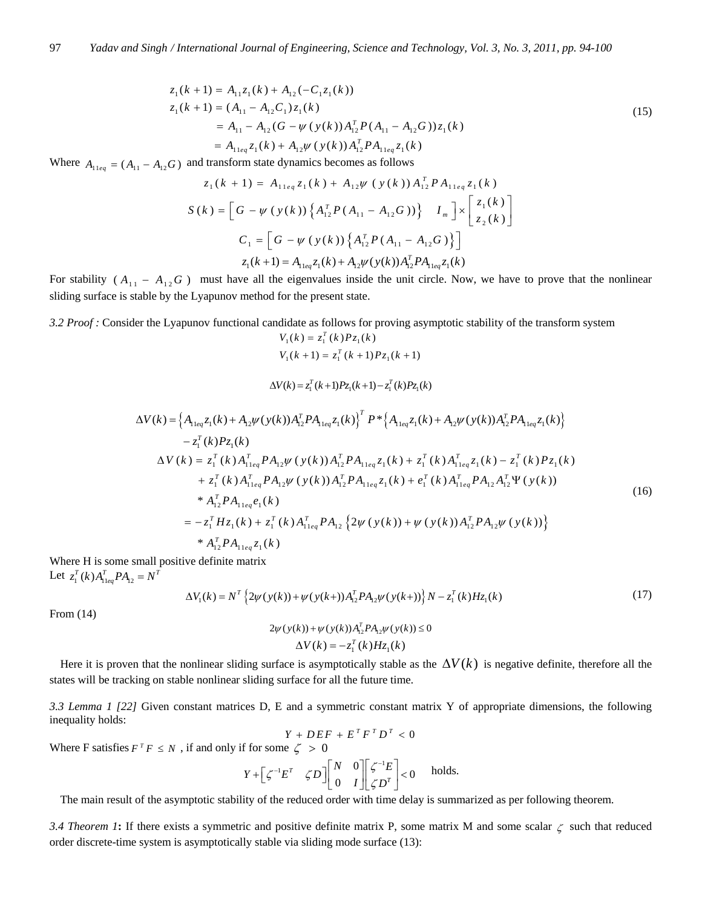$$
\begin{aligned}
z_1(k+1) &= A_{11} z_1(k) + A_{12}(-C_1 z_1(k)) \\
z_1(k+1) &= (A_{11} - A_{12} C_1) z_1(k) \\
&= A_{11} - A_{12}(G - \psi(y(k)) A_{12}^T P (A_{11} - A_{12} G)) z_1(k) \\
&= A_{11eq} z_1(k) + A_{12} \psi(y(k)) A_{12}^T P A_{11eq} z_1(k)
\end{aligned}
\tag{15}
$$

Where $A_{11eq} = (A_{11} - A_{12} G)$ and transform state dynamics becomes as follows

$$
z_1(k+1) = A_{11eq} z_1(k) + A_{12} \psi(y(k)) A_{12}^T P A_{11eq} z_1(k)
$$

$$
S(k) = \begin{bmatrix} G - \psi(y(k)) \left\{ A_{12}^T P (A_{11} - A_{12} G) \right\} & I_m \end{bmatrix} \times \begin{bmatrix} z_1(k) \\ z_2(k) \end{bmatrix}
$$

$$
C_1 = \begin{bmatrix} G - \psi(y(k)) \left\{ A_{12}^T P (A_{11} - A_{12} G) \right\} \end{bmatrix}
$$

$$
z_1(k+1) = A_{11eq} z_1(k) + A_{12} \psi(y(k)) A_{12}^T P A_{11eq} z_1(k)
$$

For stability $(A_{11} - A_{12} G)$ must have all the eigenvalues inside the unit circle. Now, we have to prove that the nonlinear sliding surface is stable by the Lyapunov method for the present state.

*3.2 Proof :* Consider the Lyapunov functional candidate as follows for proving asymptotic stability of the transform system

$$
V_1(k) = z_1^T(k) P z_1(k)
$$

$$
V_1(k+1) = z_1^T(k+1) P z_1(k+1)
$$

$$
\Delta V(k) = z_1^T(k+1) P z_1(k+1) - z_1^T(k) P z_1(k)
$$

$$
\begin{aligned}
\Delta V(k) &= \left\{ A_{11eq} z_1(k) + A_{12} \psi(y(k)) A_{12}^T P A_{11eq} z_1(k) \right\}^T P * \left\{ A_{11eq} z_1(k) + A_{12} \psi(y(k)) A_{12}^T P A_{11eq} z_1(k) \right\} \\
&\quad - z_1^T(k) P z_1(k) \\
\Delta V(k) &= z_1^T(k) A_{11eq}^T P A_{12} \psi(y(k)) A_{12}^T P A_{11eq} z_1(k) + z_1^T(k) A_{11eq}^T z_1(k) - z_1^T(k) P z_1(k) \\
&\quad + z_1^T(k) A_{11eq}^T P A_{12} \psi(y(k)) A_{12}^T P A_{11eq} z_1(k) + e_1^T(k) A_{11eq}^T P A_{12} A_{12}^T \Psi(y(k)) \\
&\quad * A_{12}^T P A_{11eq} e_1(k) \\
&= -z_1^T H z_1(k) + z_1^T(k) A_{11eq}^T P A_{12} \left\{ 2\psi(y(k)) + \psi(y(k)) A_{12}^T P A_{12} \psi(y(k)) \right\} \\
&\quad * A_{12}^T P A_{11eq} z_1(k)
\end{aligned}
\tag{16}
$$

Where H is some small positive definite matrix

Let $z_1^T(k) A_{11eq}^T P A_{12} = N^T$

$$
\Delta V_1(k) = N^T \left\{ 2\psi(y(k)) + \psi(y(k+)) A_{12}^T P A_{12} \psi(y(k+)) \right\} N - z_1^T(k) H z_1(k)
\tag{17}
$$

From (14)

$$
2\psi(y(k)) + \psi(y(k)) A_{12}^T P A_{12} \psi(y(k)) \le 0
$$

$$
\Delta V(k) = -z_1^T(k) H z_1(k)
$$

Here it is proven that the nonlinear sliding surface is asymptotically stable as the $\Delta V(k)$ is negative definite, therefore all the states will be tracking on stable nonlinear sliding surface for all the future time.

*3.3 Lemma 1 [22]* Given constant matrices D, E and a symmetric constant matrix Y of appropriate dimensions, the following inequality holds:

$$
Y + DEF + E^T F^T D^T < 0
$$

Where F satisfies $F^T F \le N$ , if and only if for some $\zeta > 0$

$$
Y + \begin{bmatrix} \zeta^{-1} E^T & \zeta D \end{bmatrix} \begin{bmatrix} N & 0 \\ 0 & I \end{bmatrix} \begin{bmatrix} \zeta^{-1} E \\ \zeta D^T \end{bmatrix} < 0 \quad \text{holds.}
$$

The main result of the asymptotic stability of the reduced order with time delay is summarized as per following theorem.

*3.4 Theorem 1***:** If there exists a symmetric and positive definite matrix P, some matrix M and some scalar $\zeta$ such that reduced order discrete-time system is asymptotically stable via sliding mode surface (13):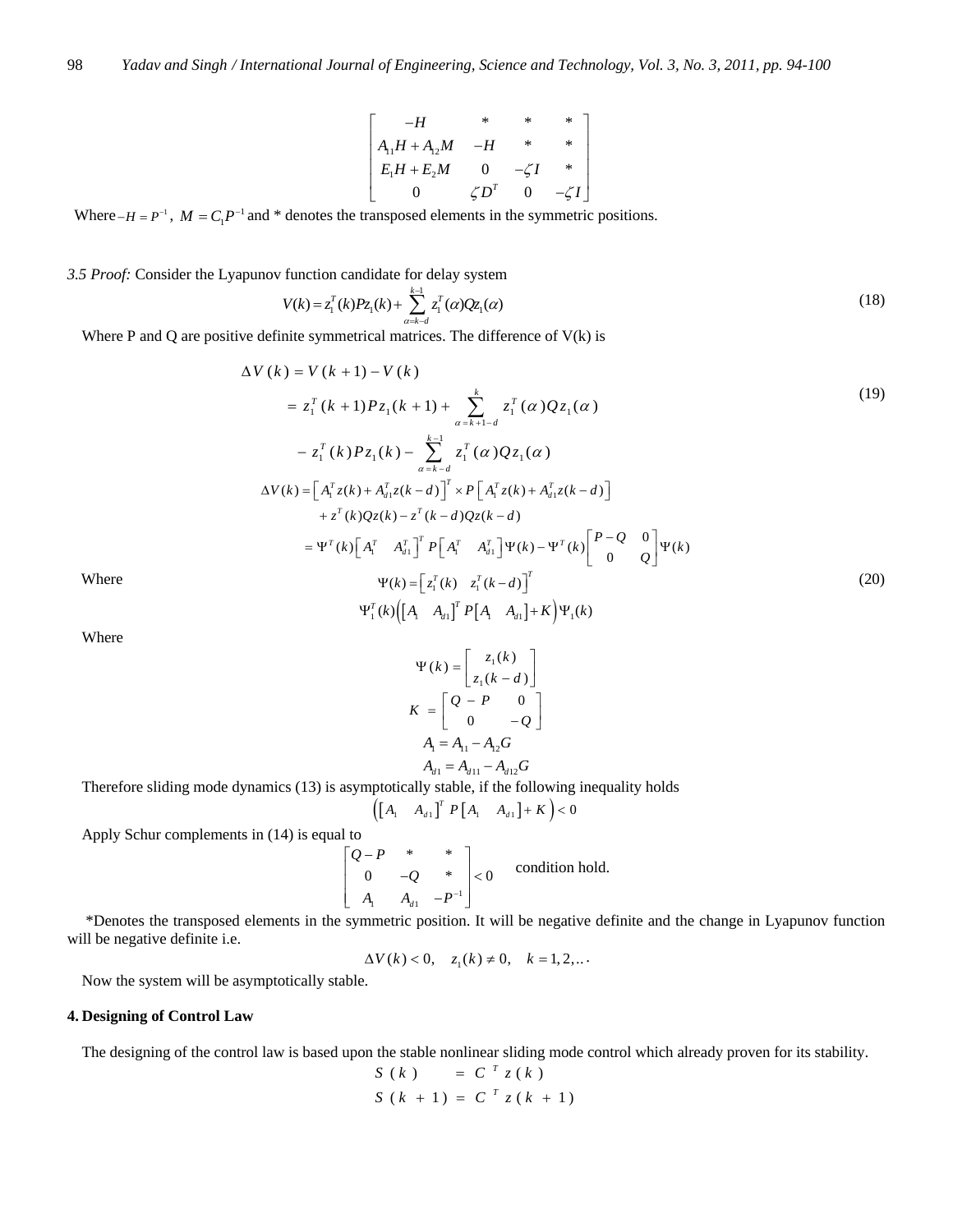$$
\begin{bmatrix} -H & * & * & * \\ A_{11}H + A_{12}M & -H & * & * \\ E_1 H + E_2 M & 0 & -\zeta I & * \\ 0 & \zeta D^T & 0 & -\zeta I \end{bmatrix}
$$

Where $-H = P^{-1}$, $M = C_1 P^{-1}$ and * denotes the transposed elements in the symmetric positions.

*3.5 Proof:* Consider the Lyapunov function candidate for delay system

$$
V(k) = z_1^T(k) P z_1(k) + \sum_{\alpha=k-d}^{k-1} z_1^T(\alpha) Q z_1(\alpha) \tag{18}
$$

Where P and Q are positive definite symmetrical matrices. The difference of V(k) is

$$
\begin{aligned}
\Delta V(k) &= V(k+1) - V(k) \\
&= z_1^T(k+1) P z_1(k+1) + \sum_{\alpha=k+1-d}^{k} z_1^T(\alpha) Q z_1(\alpha) \\
&\quad - z_1^T(k) P z_1(k) - \sum_{\alpha=k-d}^{k-1} z_1^T(\alpha) Q z_1(\alpha)
\end{aligned} \tag{19}
$$

$$
\begin{aligned}
\Delta V(k) &= \left[ A_1^T z(k) + A_{d1}^T z(k-d) \right]^T \times P \left[ A_1^T z(k) + A_{d1}^T z(k-d) \right] \\
&\quad + z^T(k) Q z(k) - z^T(k-d) Q z(k-d) \\
&= \Psi^T(k) \begin{bmatrix} A_1^T & A_{d1}^T \end{bmatrix}^T P \begin{bmatrix} A_1^T & A_{d1}^T \end{bmatrix} \Psi(k) - \Psi^T(k) \begin{bmatrix} P-Q & 0 \\ 0 & Q \end{bmatrix} \Psi(k)
\end{aligned}
$$

Where

$$
\Psi(k) = \begin{bmatrix} z_1^T(k) & z_1^T(k-d) \end{bmatrix}^T \tag{20}
$$

$$
\Psi_1^T(k) \left( \begin{bmatrix} A_1 & A_{d1} \end{bmatrix}^T P \begin{bmatrix} A_1 & A_{d1} \end{bmatrix} + K \right) \Psi_1(k)
$$

Where

$$
\Psi(k) = \begin{bmatrix} z_1(k) \\ z_1(k-d) \end{bmatrix}
$$

$$
K = \begin{bmatrix} Q - P & 0 \\ 0 & -Q \end{bmatrix}
$$

$$
A_1 = A_{11} - A_{12} G
$$

$$
A_{d1} = A_{d11} - A_{d12} G
$$

Therefore sliding mode dynamics (13) is asymptotically stable, if the following inequality holds

$$
\left( \begin{bmatrix} A_1 & A_{d1} \end{bmatrix}^T P \begin{bmatrix} A_1 & A_{d1} \end{bmatrix} + K \right) < 0
$$

Apply Schur complements in (14) is equal to

$$
\begin{bmatrix} Q-P & * & * \\ 0 & -Q & * \\ A_1 & A_{d1} & -P^{-1} \end{bmatrix} < 0 \quad \text{condition hold.}
$$

*Denotes the transposed elements in the symmetric position. It will be negative definite and the change in Lyapunov function will be negative definite i.e.

$$
\Delta V(k) < 0, \quad z_1(k) \neq 0, \quad k = 1, 2, \ldots
$$

Now the system will be asymptotically stable.

## 4. Designing of Control Law

The designing of the control law is based upon the stable nonlinear sliding mode control which already proven for its stability.

$$
S(k) = C^T z(k)
$$

$$
S(k+1) = C^T z(k+1)
$$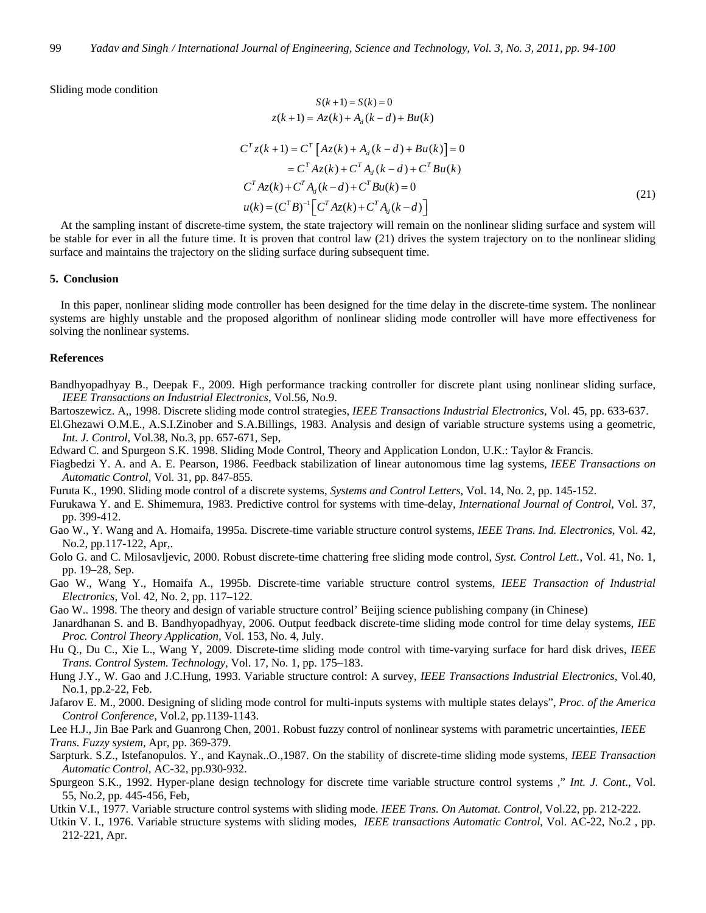Sliding mode condition

$$S(k+1) = S(k) = 0$$

$$z(k+1) = Az(k) + A_d(k-d) + Bu(k)$$

$$\begin{aligned}
C^T z(k+1) &= C^T\left[Az(k) + A_d(k-d) + Bu(k)\right] = 0 \\
&= C^T Az(k) + C^T A_d(k-d) + C^T Bu(k) \\
C^T Az(k) + C^T A_d(k-d) &+ C^T Bu(k) = 0 \\
u(k) &= (C^T B)^{-1}\left[C^T Az(k) + C^T A_d(k-d)\right]
\end{aligned} \tag{21}$$

At the sampling instant of discrete-time system, the state trajectory will remain on the nonlinear sliding surface and system will be stable for ever in all the future time. It is proven that control law (21) drives the system trajectory on to the nonlinear sliding surface and maintains the trajectory on the sliding surface during subsequent time.

## 5. Conclusion

In this paper, nonlinear sliding mode controller has been designed for the time delay in the discrete-time system. The nonlinear systems are highly unstable and the proposed algorithm of nonlinear sliding mode controller will have more effectiveness for solving the nonlinear systems.

## References

Bandhyopadhyay B., Deepak F., 2009. High performance tracking controller for discrete plant using nonlinear sliding surface, *IEEE Transactions on Industrial Electronics*, Vol.56, No.9.

Bartoszewicz. A,, 1998. Discrete sliding mode control strategies, *IEEE Transactions Industrial Electronics*, Vol. 45, pp. 633-637.

El.Ghezawi O.M.E., A.S.I.Zinober and S.A.Billings, 1983. Analysis and design of variable structure systems using a geometric, *Int. J. Control*, Vol.38, No.3, pp. 657-671, Sep,

Edward C. and Spurgeon S.K. 1998. Sliding Mode Control, Theory and Application London, U.K.: Taylor & Francis.

Fiagbedzi Y. A. and A. E. Pearson, 1986. Feedback stabilization of linear autonomous time lag systems, *IEEE Transactions on Automatic Control*, Vol. 31, pp. 847-855.

Furuta K., 1990. Sliding mode control of a discrete systems, *Systems and Control Letters*, Vol. 14, No. 2, pp. 145-152.

Furukawa Y. and E. Shimemura, 1983. Predictive control for systems with time-delay, *International Journal of Control*, Vol. 37, pp. 399-412.

Gao W., Y. Wang and A. Homaifa, 1995a. Discrete-time variable structure control systems, *IEEE Trans. Ind. Electronics*, Vol. 42, No.2, pp.117-122, Apr,.

Golo G. and C. Milosavljevic, 2000. Robust discrete-time chattering free sliding mode control, *Syst. Control Lett.*, Vol. 41, No. 1, pp. 19–28, Sep.

Gao W., Wang Y., Homaifa A., 1995b. Discrete-time variable structure control systems, *IEEE Transaction of Industrial Electronics*, Vol. 42, No. 2, pp. 117–122.

Gao W.. 1998. The theory and design of variable structure control' Beijing science publishing company (in Chinese)

Janardhanan S. and B. Bandhyopadhyay, 2006. Output feedback discrete-time sliding mode control for time delay systems, *IEE Proc. Control Theory Application*, Vol. 153, No. 4, July.

Hu Q., Du C., Xie L., Wang Y, 2009. Discrete-time sliding mode control with time-varying surface for hard disk drives, *IEEE Trans. Control System. Technology*, Vol. 17, No. 1, pp. 175–183.

Hung J.Y., W. Gao and J.C.Hung, 1993. Variable structure control: A survey, *IEEE Transactions Industrial Electronics*, Vol.40, No.1, pp.2-22, Feb.

Jafarov E. M., 2000. Designing of sliding mode control for multi-inputs systems with multiple states delays", *Proc. of the America Control Conference*, Vol.2, pp.1139-1143.

Lee H.J., Jin Bae Park and Guanrong Chen, 2001. Robust fuzzy control of nonlinear systems with parametric uncertainties, *IEEE Trans. Fuzzy system*, Apr, pp. 369-379.

Sarpturk. S.Z., Istefanopulos. Y., and Kaynak..O.,1987. On the stability of discrete-time sliding mode systems, *IEEE Transaction Automatic Control*, AC-32, pp.930-932.

Spurgeon S.K., 1992. Hyper-plane design technology for discrete time variable structure control systems ," *Int. J. Cont*., Vol. 55, No.2, pp. 445-456, Feb,

Utkin V.I., 1977. Variable structure control systems with sliding mode. *IEEE Trans. On Automat. Control*, Vol.22, pp. 212-222.

Utkin V. I., 1976. Variable structure systems with sliding modes, *IEEE transactions Automatic Control*, Vol. AC-22, No.2 , pp. 212-221, Apr.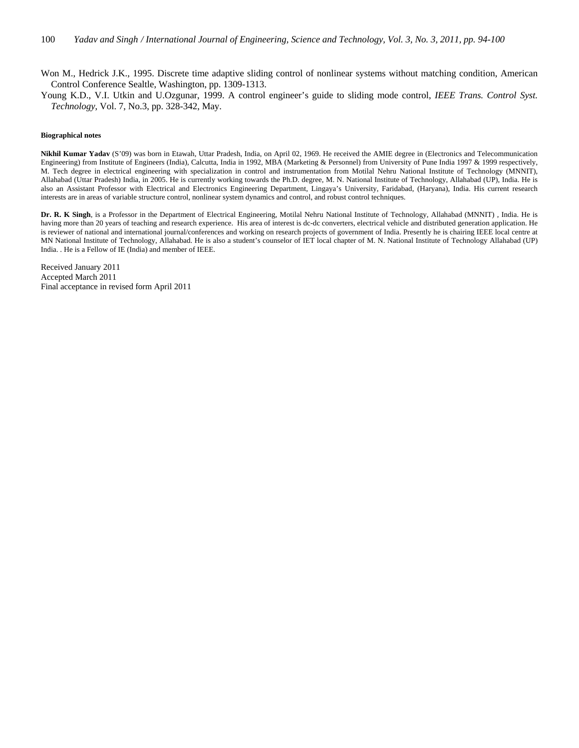Won M., Hedrick J.K., 1995. Discrete time adaptive sliding control of nonlinear systems without matching condition, American Control Conference Sealtle, Washington, pp. 1309-1313.

Young K.D., V.I. Utkin and U.Ozgunar, 1999. A control engineer's guide to sliding mode control, *IEEE Trans. Control Syst. Technology*, Vol. 7, No.3, pp. 328-342, May.

#### Biographical notes

**Nikhil Kumar Yadav** (S'09) was born in Etawah, Uttar Pradesh, India, on April 02, 1969. He received the AMIE degree in (Electronics and Telecommunication Engineering) from Institute of Engineers (India), Calcutta, India in 1992, MBA (Marketing & Personnel) from University of Pune India 1997 & 1999 respectively, M. Tech degree in electrical engineering with specialization in control and instrumentation from Motilal Nehru National Institute of Technology (MNNIT), Allahabad (Uttar Pradesh) India, in 2005. He is currently working towards the Ph.D. degree, M. N. National Institute of Technology, Allahabad (UP), India. He is also an Assistant Professor with Electrical and Electronics Engineering Department, Lingaya's University, Faridabad, (Haryana), India. His current research interests are in areas of variable structure control, nonlinear system dynamics and control, and robust control techniques.

**Dr. R. K Singh**, is a Professor in the Department of Electrical Engineering, Motilal Nehru National Institute of Technology, Allahabad (MNNIT) , India. He is having more than 20 years of teaching and research experience. His area of interest is dc-dc converters, electrical vehicle and distributed generation application. He is reviewer of national and international journal/conferences and working on research projects of government of India. Presently he is chairing IEEE local centre at MN National Institute of Technology, Allahabad. He is also a student's counselor of IET local chapter of M. N. National Institute of Technology Allahabad (UP) India. . He is a Fellow of IE (India) and member of IEEE.

Received January 2011
Accepted March 2011
Final acceptance in revised form April 2011